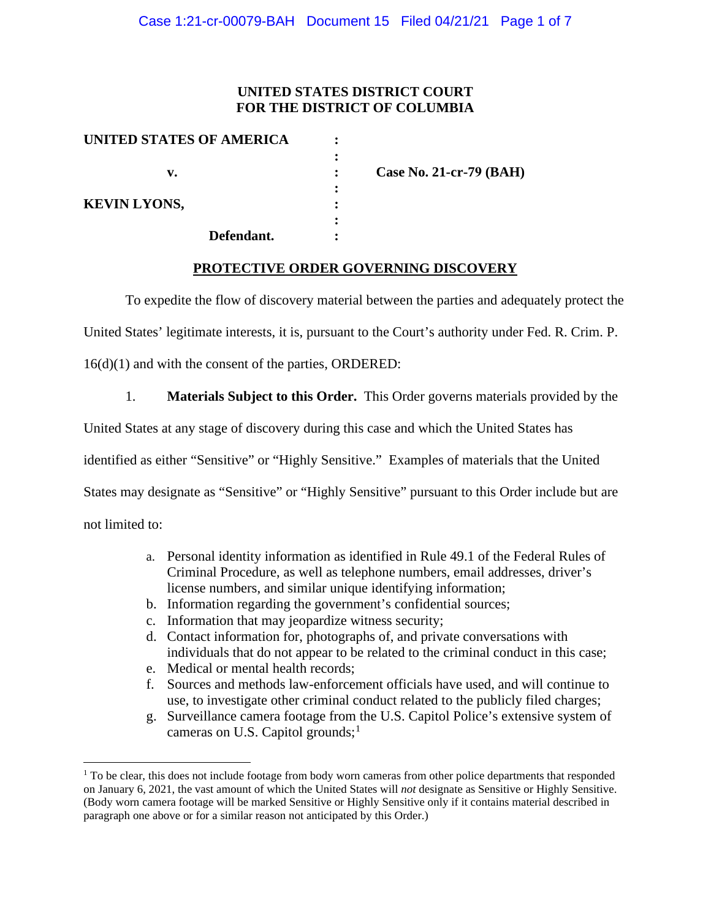**UNITED STATES DISTRICT COURT**
**FOR THE DISTRICT OF COLUMBIA**

| | | |
|---|---|---|
| **UNITED STATES OF AMERICA** | : | |
| | : | |
| **v.** | : | **Case No. 21-cr-79 (BAH)** |
| | : | |
| **KEVIN LYONS,** | : | |
| | : | |
| **Defendant.** | : | |

**PROTECTIVE ORDER GOVERNING DISCOVERY**

To expedite the flow of discovery material between the parties and adequately protect the United States' legitimate interests, it is, pursuant to the Court's authority under Fed. R. Crim. P. 16(d)(1) and with the consent of the parties, ORDERED:

1. **Materials Subject to this Order.** This Order governs materials provided by the United States at any stage of discovery during this case and which the United States has identified as either "Sensitive" or "Highly Sensitive." Examples of materials that the United States may designate as "Sensitive" or "Highly Sensitive" pursuant to this Order include but are not limited to:

   a. Personal identity information as identified in Rule 49.1 of the Federal Rules of Criminal Procedure, as well as telephone numbers, email addresses, driver's license numbers, and similar unique identifying information;
   b. Information regarding the government's confidential sources;
   c. Information that may jeopardize witness security;
   d. Contact information for, photographs of, and private conversations with individuals that do not appear to be related to the criminal conduct in this case;
   e. Medical or mental health records;
   f. Sources and methods law-enforcement officials have used, and will continue to use, to investigate other criminal conduct related to the publicly filed charges;
   g. Surveillance camera footage from the U.S. Capitol Police's extensive system of cameras on U.S. Capitol grounds;[1]

[1] To be clear, this does not include footage from body worn cameras from other police departments that responded on January 6, 2021, the vast amount of which the United States will *not* designate as Sensitive or Highly Sensitive. (Body worn camera footage will be marked Sensitive or Highly Sensitive only if it contains material described in paragraph one above or for a similar reason not anticipated by this Order.)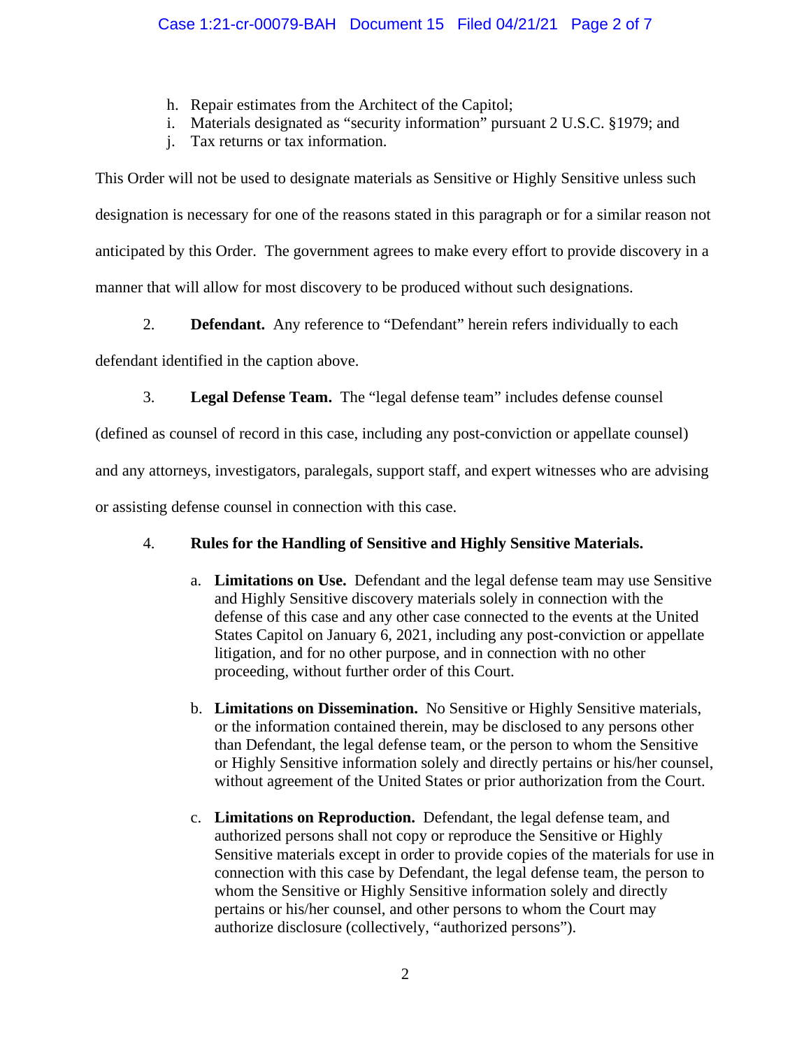h. Repair estimates from the Architect of the Capitol;
i. Materials designated as "security information" pursuant 2 U.S.C. §1979; and
j. Tax returns or tax information.

This Order will not be used to designate materials as Sensitive or Highly Sensitive unless such designation is necessary for one of the reasons stated in this paragraph or for a similar reason not anticipated by this Order. The government agrees to make every effort to provide discovery in a manner that will allow for most discovery to be produced without such designations.

2. **Defendant.** Any reference to "Defendant" herein refers individually to each defendant identified in the caption above.

3. **Legal Defense Team.** The "legal defense team" includes defense counsel (defined as counsel of record in this case, including any post-conviction or appellate counsel) and any attorneys, investigators, paralegals, support staff, and expert witnesses who are advising or assisting defense counsel in connection with this case.

4. **Rules for the Handling of Sensitive and Highly Sensitive Materials.**

   a. **Limitations on Use.** Defendant and the legal defense team may use Sensitive and Highly Sensitive discovery materials solely in connection with the defense of this case and any other case connected to the events at the United States Capitol on January 6, 2021, including any post-conviction or appellate litigation, and for no other purpose, and in connection with no other proceeding, without further order of this Court.

   b. **Limitations on Dissemination.** No Sensitive or Highly Sensitive materials, or the information contained therein, may be disclosed to any persons other than Defendant, the legal defense team, or the person to whom the Sensitive or Highly Sensitive information solely and directly pertains or his/her counsel, without agreement of the United States or prior authorization from the Court.

   c. **Limitations on Reproduction.** Defendant, the legal defense team, and authorized persons shall not copy or reproduce the Sensitive or Highly Sensitive materials except in order to provide copies of the materials for use in connection with this case by Defendant, the legal defense team, the person to whom the Sensitive or Highly Sensitive information solely and directly pertains or his/her counsel, and other persons to whom the Court may authorize disclosure (collectively, "authorized persons").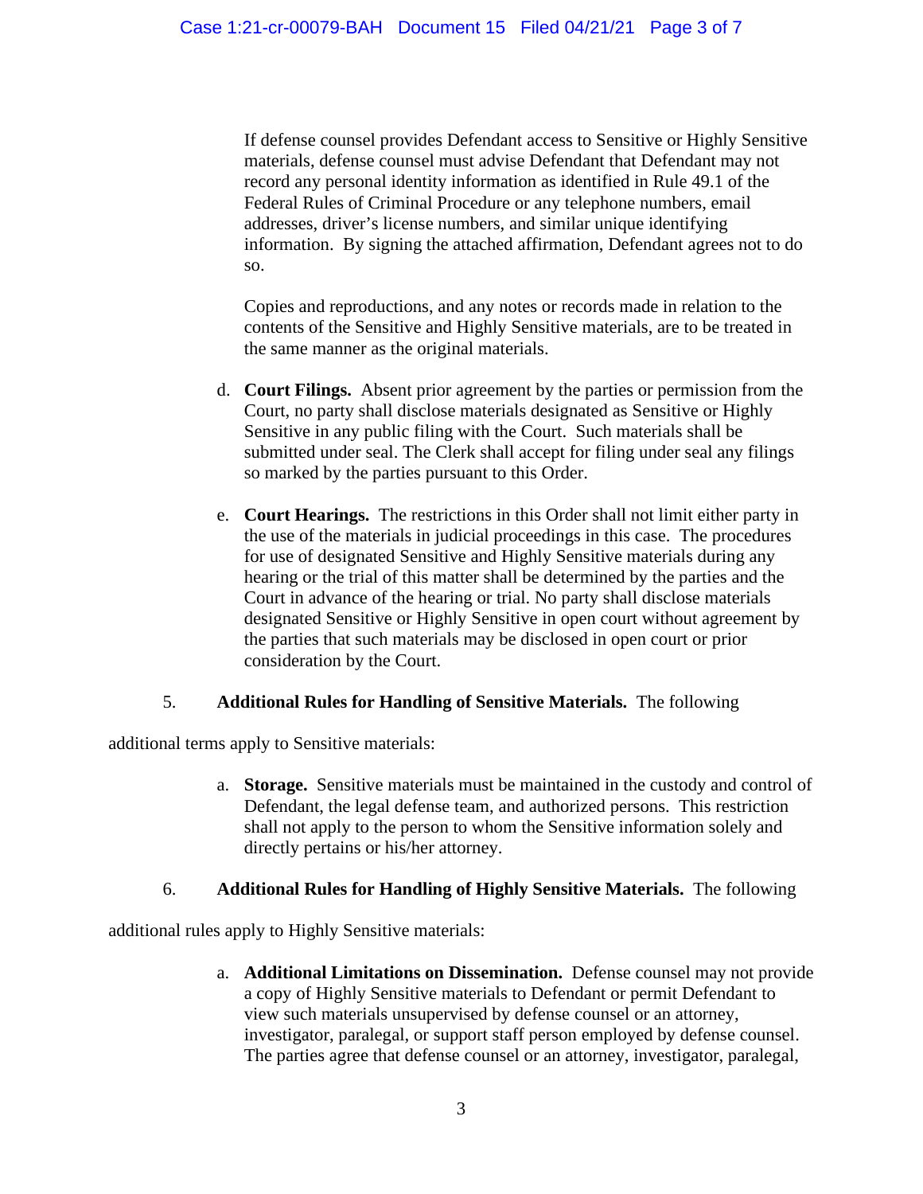If defense counsel provides Defendant access to Sensitive or Highly Sensitive materials, defense counsel must advise Defendant that Defendant may not record any personal identity information as identified in Rule 49.1 of the Federal Rules of Criminal Procedure or any telephone numbers, email addresses, driver's license numbers, and similar unique identifying information. By signing the attached affirmation, Defendant agrees not to do so.

Copies and reproductions, and any notes or records made in relation to the contents of the Sensitive and Highly Sensitive materials, are to be treated in the same manner as the original materials.

d. **Court Filings.** Absent prior agreement by the parties or permission from the Court, no party shall disclose materials designated as Sensitive or Highly Sensitive in any public filing with the Court. Such materials shall be submitted under seal. The Clerk shall accept for filing under seal any filings so marked by the parties pursuant to this Order.

e. **Court Hearings.** The restrictions in this Order shall not limit either party in the use of the materials in judicial proceedings in this case. The procedures for use of designated Sensitive and Highly Sensitive materials during any hearing or the trial of this matter shall be determined by the parties and the Court in advance of the hearing or trial. No party shall disclose materials designated Sensitive or Highly Sensitive in open court without agreement by the parties that such materials may be disclosed in open court or prior consideration by the Court.

5. **Additional Rules for Handling of Sensitive Materials.** The following additional terms apply to Sensitive materials:

a. **Storage.** Sensitive materials must be maintained in the custody and control of Defendant, the legal defense team, and authorized persons. This restriction shall not apply to the person to whom the Sensitive information solely and directly pertains or his/her attorney.

6. **Additional Rules for Handling of Highly Sensitive Materials.** The following additional rules apply to Highly Sensitive materials:

a. **Additional Limitations on Dissemination.** Defense counsel may not provide a copy of Highly Sensitive materials to Defendant or permit Defendant to view such materials unsupervised by defense counsel or an attorney, investigator, paralegal, or support staff person employed by defense counsel. The parties agree that defense counsel or an attorney, investigator, paralegal,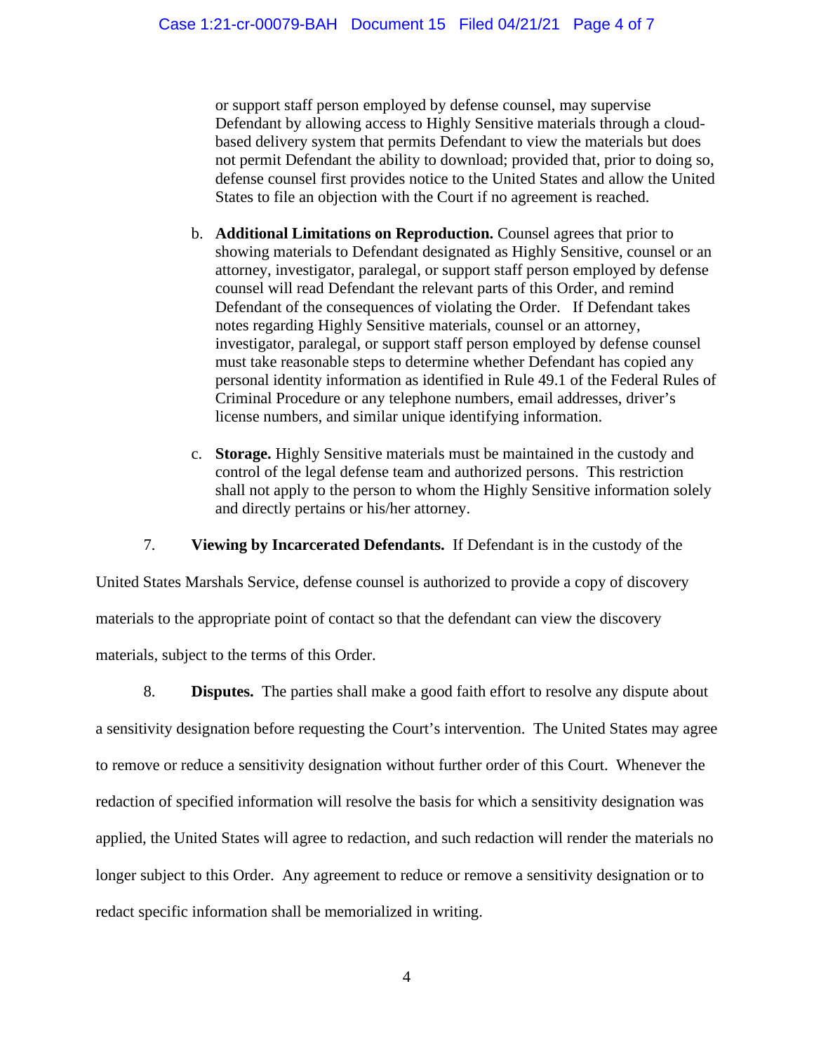or support staff person employed by defense counsel, may supervise Defendant by allowing access to Highly Sensitive materials through a cloud-based delivery system that permits Defendant to view the materials but does not permit Defendant the ability to download; provided that, prior to doing so, defense counsel first provides notice to the United States and allow the United States to file an objection with the Court if no agreement is reached.

b. **Additional Limitations on Reproduction.** Counsel agrees that prior to showing materials to Defendant designated as Highly Sensitive, counsel or an attorney, investigator, paralegal, or support staff person employed by defense counsel will read Defendant the relevant parts of this Order, and remind Defendant of the consequences of violating the Order. If Defendant takes notes regarding Highly Sensitive materials, counsel or an attorney, investigator, paralegal, or support staff person employed by defense counsel must take reasonable steps to determine whether Defendant has copied any personal identity information as identified in Rule 49.1 of the Federal Rules of Criminal Procedure or any telephone numbers, email addresses, driver's license numbers, and similar unique identifying information.

c. **Storage.** Highly Sensitive materials must be maintained in the custody and control of the legal defense team and authorized persons. This restriction shall not apply to the person to whom the Highly Sensitive information solely and directly pertains or his/her attorney.

7. **Viewing by Incarcerated Defendants.** If Defendant is in the custody of the United States Marshals Service, defense counsel is authorized to provide a copy of discovery materials to the appropriate point of contact so that the defendant can view the discovery materials, subject to the terms of this Order.

8. **Disputes.** The parties shall make a good faith effort to resolve any dispute about a sensitivity designation before requesting the Court's intervention. The United States may agree to remove or reduce a sensitivity designation without further order of this Court. Whenever the redaction of specified information will resolve the basis for which a sensitivity designation was applied, the United States will agree to redaction, and such redaction will render the materials no longer subject to this Order. Any agreement to reduce or remove a sensitivity designation or to redact specific information shall be memorialized in writing.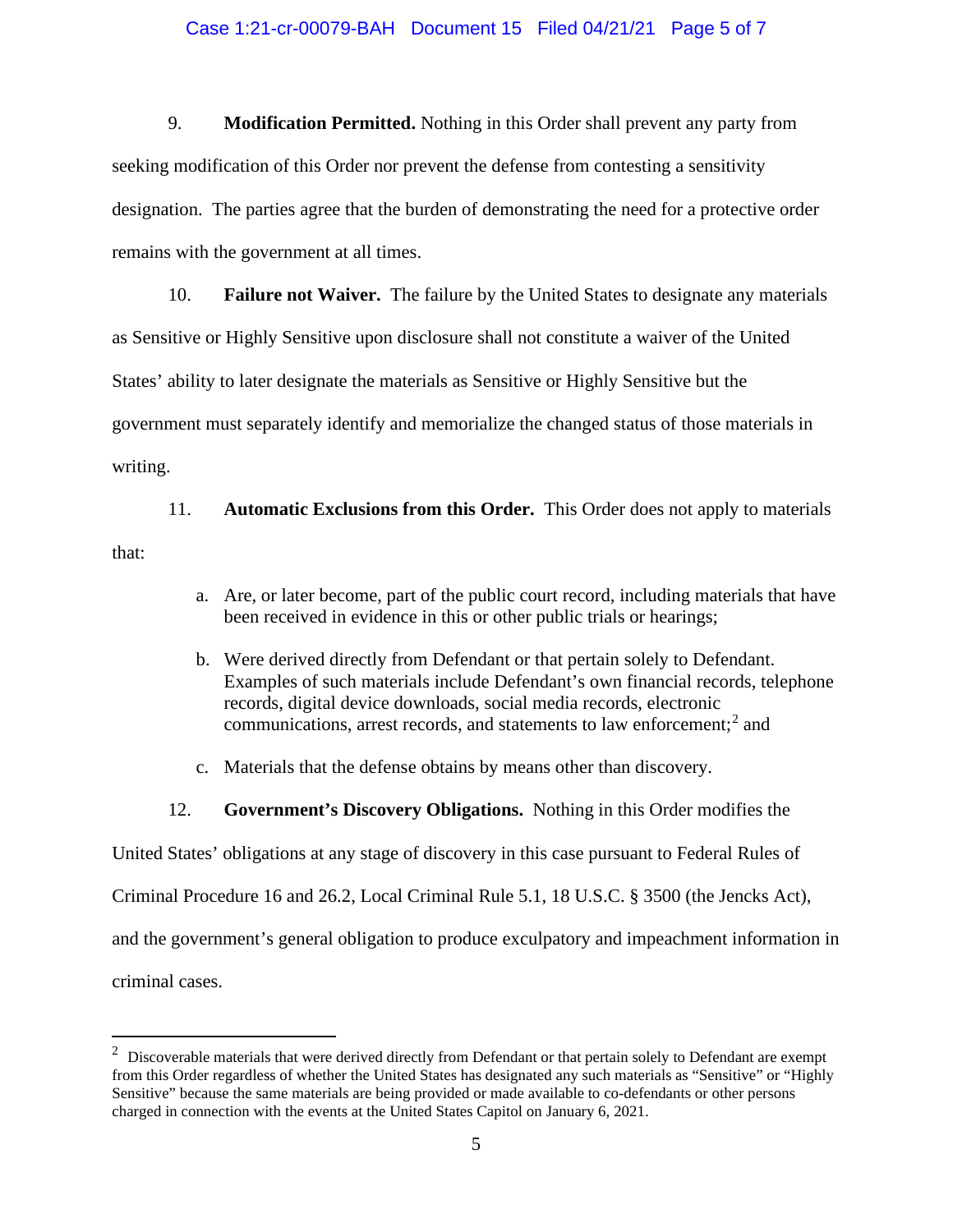9. **Modification Permitted.** Nothing in this Order shall prevent any party from seeking modification of this Order nor prevent the defense from contesting a sensitivity designation. The parties agree that the burden of demonstrating the need for a protective order remains with the government at all times.

10. **Failure not Waiver.** The failure by the United States to designate any materials as Sensitive or Highly Sensitive upon disclosure shall not constitute a waiver of the United States' ability to later designate the materials as Sensitive or Highly Sensitive but the government must separately identify and memorialize the changed status of those materials in writing.

11. **Automatic Exclusions from this Order.** This Order does not apply to materials that:

   a. Are, or later become, part of the public court record, including materials that have been received in evidence in this or other public trials or hearings;

   b. Were derived directly from Defendant or that pertain solely to Defendant. Examples of such materials include Defendant's own financial records, telephone records, digital device downloads, social media records, electronic communications, arrest records, and statements to law enforcement;[2] and

   c. Materials that the defense obtains by means other than discovery.

12. **Government's Discovery Obligations.** Nothing in this Order modifies the United States' obligations at any stage of discovery in this case pursuant to Federal Rules of Criminal Procedure 16 and 26.2, Local Criminal Rule 5.1, 18 U.S.C. § 3500 (the Jencks Act), and the government's general obligation to produce exculpatory and impeachment information in criminal cases.

---

[2] Discoverable materials that were derived directly from Defendant or that pertain solely to Defendant are exempt from this Order regardless of whether the United States has designated any such materials as "Sensitive" or "Highly Sensitive" because the same materials are being provided or made available to co-defendants or other persons charged in connection with the events at the United States Capitol on January 6, 2021.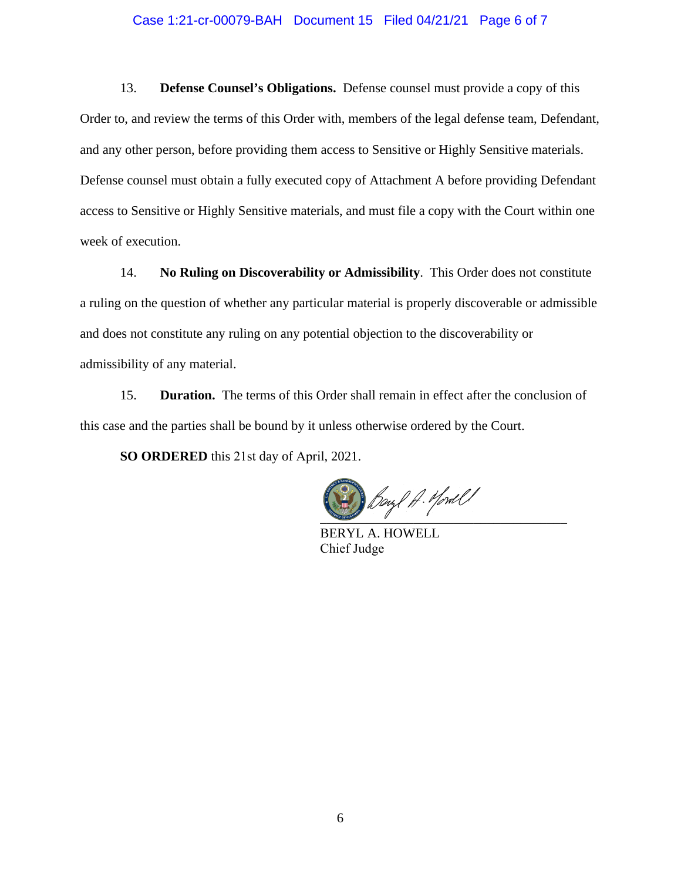13. **Defense Counsel's Obligations.** Defense counsel must provide a copy of this Order to, and review the terms of this Order with, members of the legal defense team, Defendant, and any other person, before providing them access to Sensitive or Highly Sensitive materials. Defense counsel must obtain a fully executed copy of Attachment A before providing Defendant access to Sensitive or Highly Sensitive materials, and must file a copy with the Court within one week of execution.

14. **No Ruling on Discoverability or Admissibility**. This Order does not constitute a ruling on the question of whether any particular material is properly discoverable or admissible and does not constitute any ruling on any potential objection to the discoverability or admissibility of any material.

15. **Duration.** The terms of this Order shall remain in effect after the conclusion of this case and the parties shall be bound by it unless otherwise ordered by the Court.

**SO ORDERED** this 21st day of April, 2021.

BERYL A. HOWELL
Chief Judge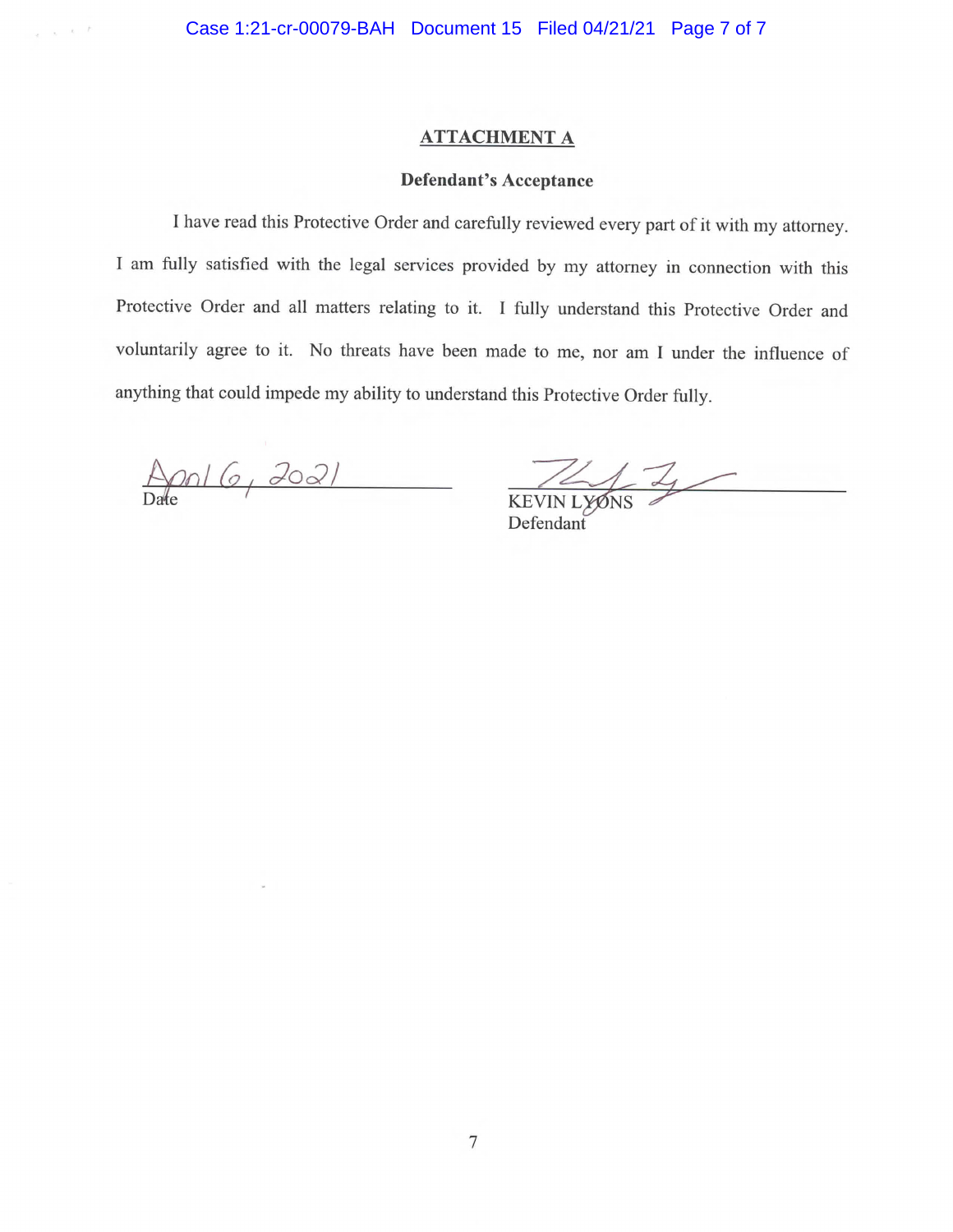## ATTACHMENT A

**Defendant's Acceptance**

I have read this Protective Order and carefully reviewed every part of it with my attorney. I am fully satisfied with the legal services provided by my attorney in connection with this Protective Order and all matters relating to it. I fully understand this Protective Order and voluntarily agree to it. No threats have been made to me, nor am I under the influence of anything that could impede my ability to understand this Protective Order fully.

April 6, 2021
Date

KEVIN LYONS
Defendant